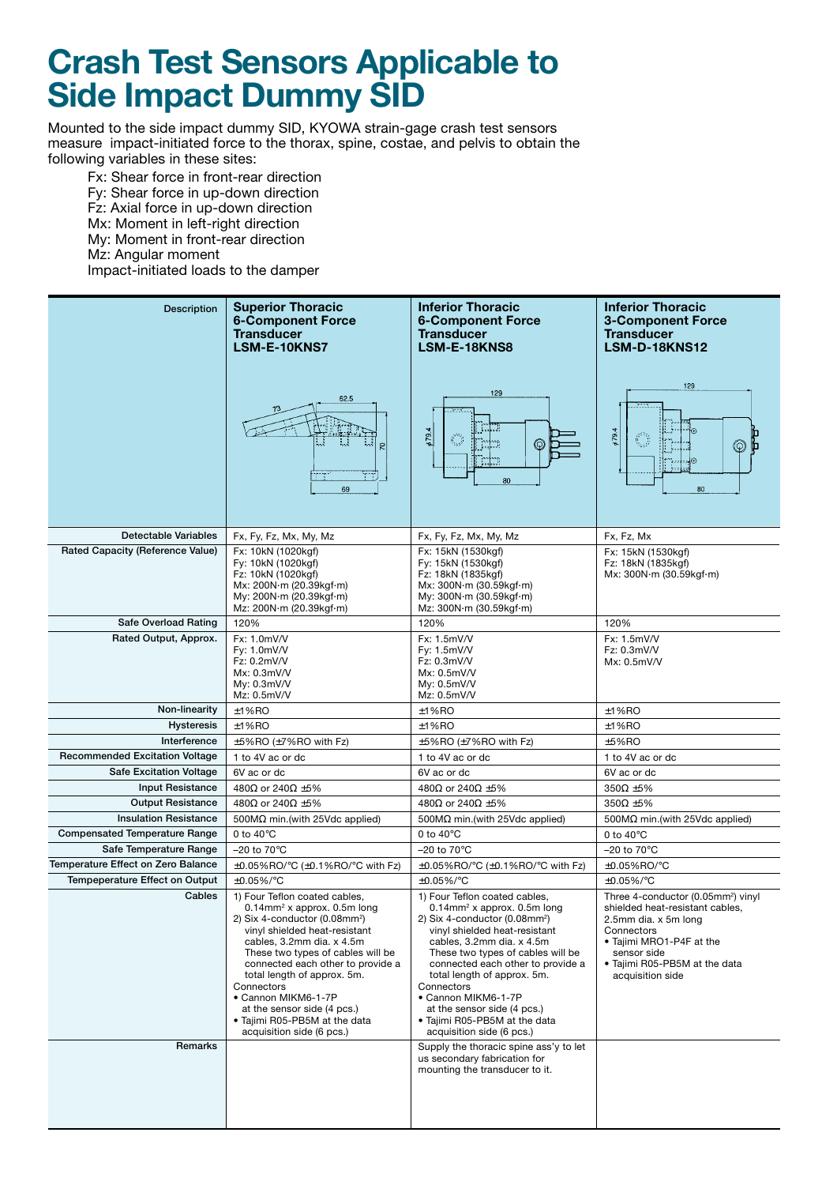# Crash Test Sensors Applicable to Side Impact Dummy SID

Mounted to the side impact dummy SID, KYOWA strain-gage crash test sensors measure impact-initiated force to the thorax, spine, costae, and pelvis to obtain the following variables in these sites:

- Fx: Shear force in front-rear direction
- Fy: Shear force in up-down direction
- Fz: Axial force in up-down direction
- Mx: Moment in left-right direction
- My: Moment in front-rear direction
- Mz: Angular moment
- Impact-initiated loads to the damper

| Description | Superior Thoracic 6-Component Force Transducer LSM-E-10KNS7 | Inferior Thoracic 6-Component Force Transducer LSM-E-18KNS8 | Inferior Thoracic 3-Component Force Transducer LSM-D-18KNS12 |
|---|---|---|---|
| Detectable Variables | Fx, Fy, Fz, Mx, My, Mz | Fx, Fy, Fz, Mx, My, Mz | Fx, Fz, Mx |
| Rated Capacity (Reference Value) | Fx: 10kN (1020kgf)<br>Fy: 10kN (1020kgf)<br>Fz: 10kN (1020kgf)<br>Mx: 200N·m (20.39kgf·m)<br>My: 200N·m (20.39kgf·m)<br>Mz: 200N·m (20.39kgf·m) | Fx: 15kN (1530kgf)<br>Fy: 15kN (1530kgf)<br>Fz: 18kN (1835kgf)<br>Mx: 300N·m (30.59kgf·m)<br>My: 300N·m (30.59kgf·m)<br>Mz: 300N·m (30.59kgf·m) | Fx: 15kN (1530kgf)<br>Fz: 18kN (1835kgf)<br>Mx: 300N·m (30.59kgf·m) |
| Safe Overload Rating | 120% | 120% | 120% |
| Rated Output, Approx. | Fx: 1.0mV/V<br>Fy: 1.0mV/V<br>Fz: 0.2mV/V<br>Mx: 0.3mV/V<br>My: 0.3mV/V<br>Mz: 0.5mV/V | Fx: 1.5mV/V<br>Fy: 1.5mV/V<br>Fz: 0.3mV/V<br>Mx: 0.5mV/V<br>My: 0.5mV/V<br>Mz: 0.5mV/V | Fx: 1.5mV/V<br>Fz: 0.3mV/V<br>Mx: 0.5mV/V |
| Non-linearity | ±1%RO | ±1%RO | ±1%RO |
| Hysteresis | ±1%RO | ±1%RO | ±1%RO |
| Interference | ±5%RO (±7%RO with Fz) | ±5%RO (±7%RO with Fz) | ±5%RO |
| Recommended Excitation Voltage | 1 to 4V ac or dc | 1 to 4V ac or dc | 1 to 4V ac or dc |
| Safe Excitation Voltage | 6V ac or dc | 6V ac or dc | 6V ac or dc |
| Input Resistance | 480Ω or 240Ω ±5% | 480Ω or 240Ω ±5% | 350Ω ±5% |
| Output Resistance | 480Ω or 240Ω ±5% | 480Ω or 240Ω ±5% | 350Ω ±5% |
| Insulation Resistance | 500MΩ min.(with 25Vdc applied) | 500MΩ min.(with 25Vdc applied) | 500MΩ min.(with 25Vdc applied) |
| Compensated Temperature Range | 0 to 40°C | 0 to 40°C | 0 to 40°C |
| Safe Temperature Range | –20 to 70°C | –20 to 70°C | –20 to 70°C |
| Temperature Effect on Zero Balance | ±0.05%RO/°C (±0.1%RO/°C with Fz) | ±0.05%RO/°C (±0.1%RO/°C with Fz) | ±0.05%RO/°C |
| Tempeperature Effect on Output | ±0.05%/°C | ±0.05%/°C | ±0.05%/°C |
| Cables | 1) Four Teflon coated cables, 0.14mm² x approx. 0.5m long<br>2) Six 4-conductor (0.08mm²) vinyl shielded heat-resistant cables, 3.2mm dia. x 4.5m<br>These two types of cables will be connected each other to provide a total length of approx. 5m.<br>Connectors<br>• Cannon MIKM6-1-7P at the sensor side (4 pcs.)<br>• Tajimi R05-PB5M at the data acquisition side (6 pcs.) | 1) Four Teflon coated cables, 0.14mm² x approx. 0.5m long<br>2) Six 4-conductor (0.08mm²) vinyl shielded heat-resistant cables, 3.2mm dia. x 4.5m<br>These two types of cables will be connected each other to provide a total length of approx. 5m.<br>Connectors<br>• Cannon MIKM6-1-7P at the sensor side (4 pcs.)<br>• Tajimi R05-PB5M at the data acquisition side (6 pcs.) | Three 4-conductor (0.05mm²) vinyl shielded heat-resistant cables, 2.5mm dia. x 5m long<br>Connectors<br>• Tajimi MRO1-P4F at the sensor side<br>• Tajimi R05-PB5M at the data acquisition side |
| Remarks | | Supply the thoracic spine ass'y to let us secondary fabrication for mounting the transducer to it. | |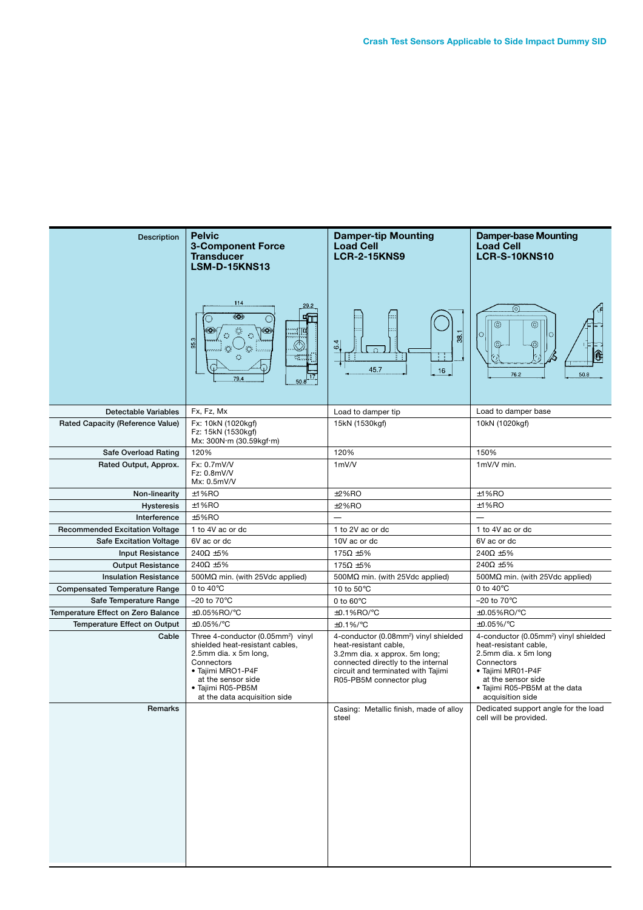| Description | Pelvic 3-Component Force Transducer LSM-D-15KNS13 | Damper-tip Mounting Load Cell LCR-2-15KNS9 | Damper-base Mounting Load Cell LCR-S-10KNS10 |
|---|---|---|---|
| Detectable Variables | Fx, Fz, Mx | Load to damper tip | Load to damper base |
| Rated Capacity (Reference Value) | Fx: 10kN (1020kgf)<br>Fz: 15kN (1530kgf)<br>Mx: 300N·m (30.59kgf·m) | 15kN (1530kgf) | 10kN (1020kgf) |
| Safe Overload Rating | 120% | 120% | 150% |
| Rated Output, Approx. | Fx: 0.7mV/V<br>Fz: 0.8mV/V<br>Mx: 0.5mV/V | 1mV/V | 1mV/V min. |
| Non-linearity | ±1%RO | ±2%RO | ±1%RO |
| Hysteresis | ±1%RO | ±2%RO | ±1%RO |
| Interference | ±5%RO | — | — |
| Recommended Excitation Voltage | 1 to 4V ac or dc | 1 to 2V ac or dc | 1 to 4V ac or dc |
| Safe Excitation Voltage | 6V ac or dc | 10V ac or dc | 6V ac or dc |
| Input Resistance | 240Ω ±5% | 175Ω ±5% | 240Ω ±5% |
| Output Resistance | 240Ω ±5% | 175Ω ±5% | 240Ω ±5% |
| Insulation Resistance | 500MΩ min. (with 25Vdc applied) | 500MΩ min. (with 25Vdc applied) | 500MΩ min. (with 25Vdc applied) |
| Compensated Temperature Range | 0 to 40°C | 10 to 50°C | 0 to 40°C |
| Safe Temperature Range | −20 to 70°C | 0 to 60°C | −20 to 70°C |
| Temperature Effect on Zero Balance | ±0.05%RO/°C | ±0.1%RO/°C | ±0.05%RO/°C |
| Temperature Effect on Output | ±0.05%/°C | ±0.1%/°C | ±0.05%/°C |
| Cable | Three 4-conductor (0.05mm²) vinyl shielded heat-resistant cables, 2.5mm dia. x 5m long, Connectors<br>• Tajimi MRO1-P4F at the sensor side<br>• Tajimi R05-PB5M at the data acquisition side | 4-conductor (0.08mm²) vinyl shielded heat-resistant cable, 3.2mm dia. x approx. 5m long; connected directly to the internal circuit and terminated with Tajimi R05-PB5M connector plug | 4-conductor (0.05mm²) vinyl shielded heat-resistant cable, 2.5mm dia. x 5m long Connectors<br>• Tajimi MR01-P4F at the sensor side<br>• Tajimi R05-PB5M at the data acquisition side |
| Remarks | | Casing: Metallic finish, made of alloy steel | Dedicated support angle for the load cell will be provided. |